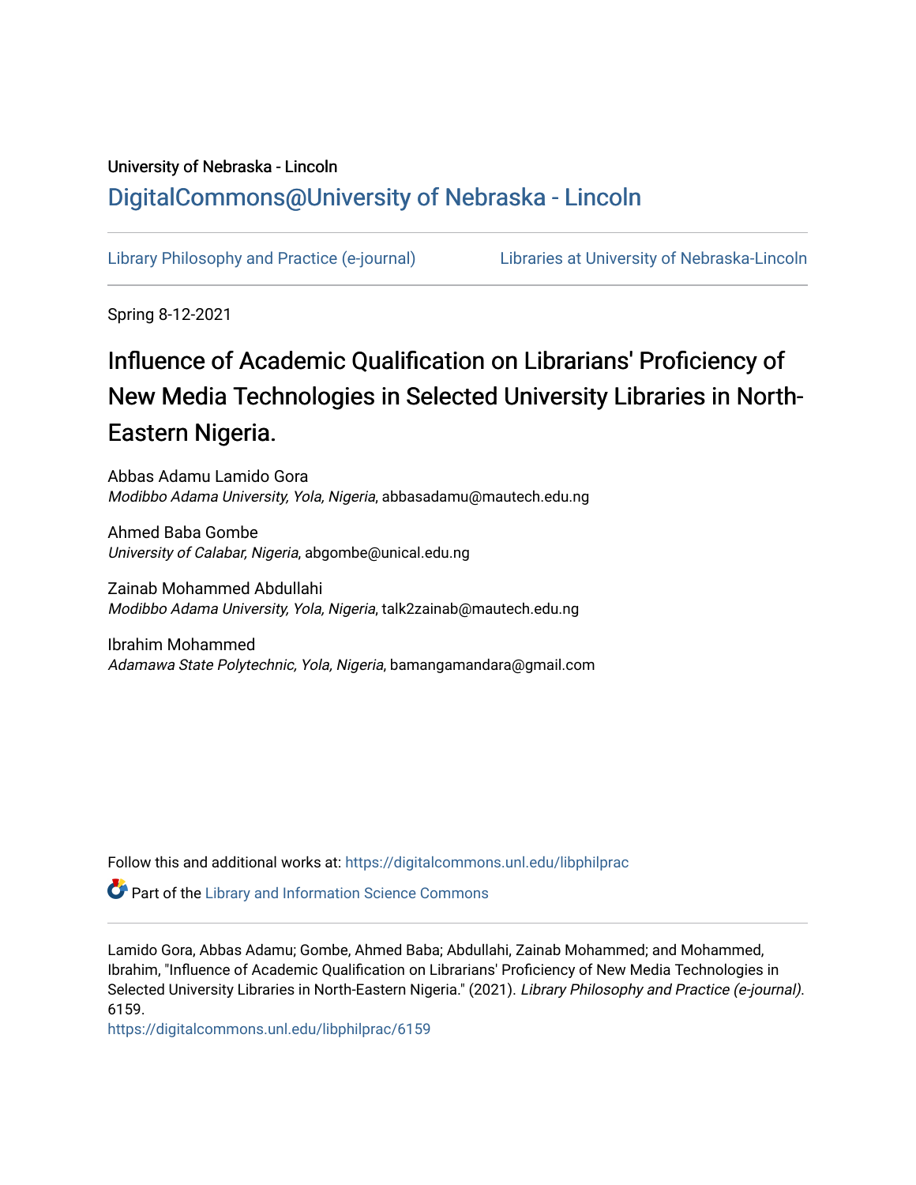University of Nebraska - Lincoln

## DigitalCommons@University of Nebraska - Lincoln

Library Philosophy and Practice (e-journal) | Libraries at University of Nebraska-Lincoln

Spring 8-12-2021

# Influence of Academic Qualification on Librarians' Proficiency of New Media Technologies in Selected University Libraries in North-Eastern Nigeria.

Abbas Adamu Lamido Gora
*Modibbo Adama University, Yola, Nigeria*, abbasadamu@mautech.edu.ng

Ahmed Baba Gombe
*University of Calabar, Nigeria*, abgombe@unical.edu.ng

Zainab Mohammed Abdullahi
*Modibbo Adama University, Yola, Nigeria*, talk2zainab@mautech.edu.ng

Ibrahim Mohammed
*Adamawa State Polytechnic, Yola, Nigeria*, bamangamandara@gmail.com

Follow this and additional works at: https://digitalcommons.unl.edu/libphilprac

Part of the Library and Information Science Commons

Lamido Gora, Abbas Adamu; Gombe, Ahmed Baba; Abdullahi, Zainab Mohammed; and Mohammed, Ibrahim, "Influence of Academic Qualification on Librarians' Proficiency of New Media Technologies in Selected University Libraries in North-Eastern Nigeria." (2021). *Library Philosophy and Practice (e-journal).* 6159.
https://digitalcommons.unl.edu/libphilprac/6159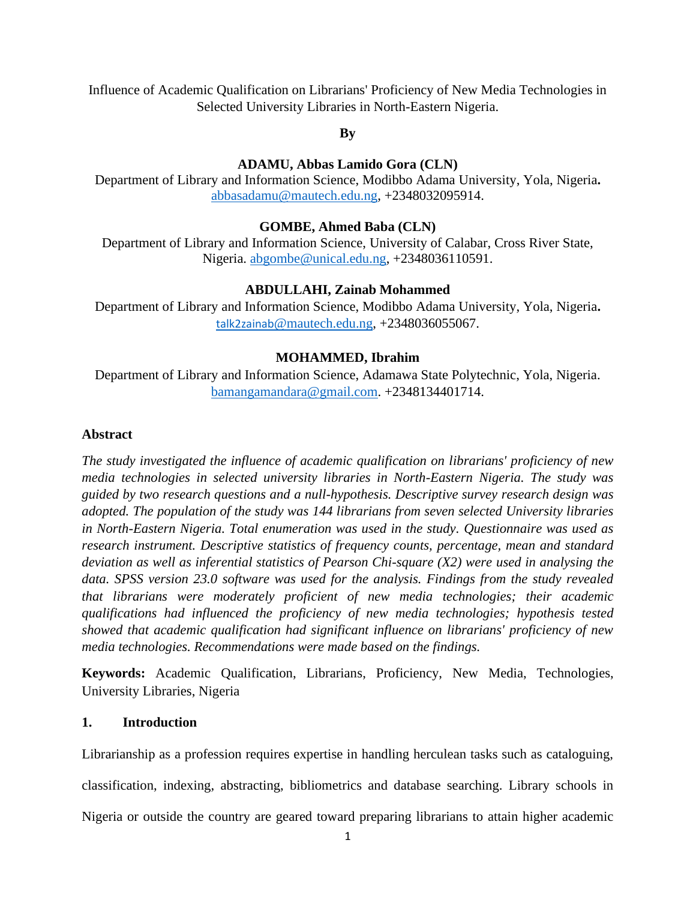Influence of Academic Qualification on Librarians' Proficiency of New Media Technologies in Selected University Libraries in North-Eastern Nigeria.

**By**

**ADAMU, Abbas Lamido Gora (CLN)**
Department of Library and Information Science, Modibbo Adama University, Yola, Nigeria.
abbasadamu@mautech.edu.ng, +2348032095914.

**GOMBE, Ahmed Baba (CLN)**
Department of Library and Information Science, University of Calabar, Cross River State, Nigeria. abgombe@unical.edu.ng, +2348036110591.

**ABDULLAHI, Zainab Mohammed**
Department of Library and Information Science, Modibbo Adama University, Yola, Nigeria.
talk2zainab@mautech.edu.ng, +2348036055067.

**MOHAMMED, Ibrahim**
Department of Library and Information Science, Adamawa State Polytechnic, Yola, Nigeria.
bamangamandara@gmail.com. +2348134401714.

**Abstract**

*The study investigated the influence of academic qualification on librarians' proficiency of new media technologies in selected university libraries in North-Eastern Nigeria. The study was guided by two research questions and a null-hypothesis. Descriptive survey research design was adopted. The population of the study was 144 librarians from seven selected University libraries in North-Eastern Nigeria. Total enumeration was used in the study. Questionnaire was used as research instrument. Descriptive statistics of frequency counts, percentage, mean and standard deviation as well as inferential statistics of Pearson Chi-square (X2) were used in analysing the data. SPSS version 23.0 software was used for the analysis. Findings from the study revealed that librarians were moderately proficient of new media technologies; their academic qualifications had influenced the proficiency of new media technologies; hypothesis tested showed that academic qualification had significant influence on librarians' proficiency of new media technologies. Recommendations were made based on the findings.*

**Keywords:** Academic Qualification, Librarians, Proficiency, New Media, Technologies, University Libraries, Nigeria

## 1. Introduction

Librarianship as a profession requires expertise in handling herculean tasks such as cataloguing, classification, indexing, abstracting, bibliometrics and database searching. Library schools in Nigeria or outside the country are geared toward preparing librarians to attain higher academic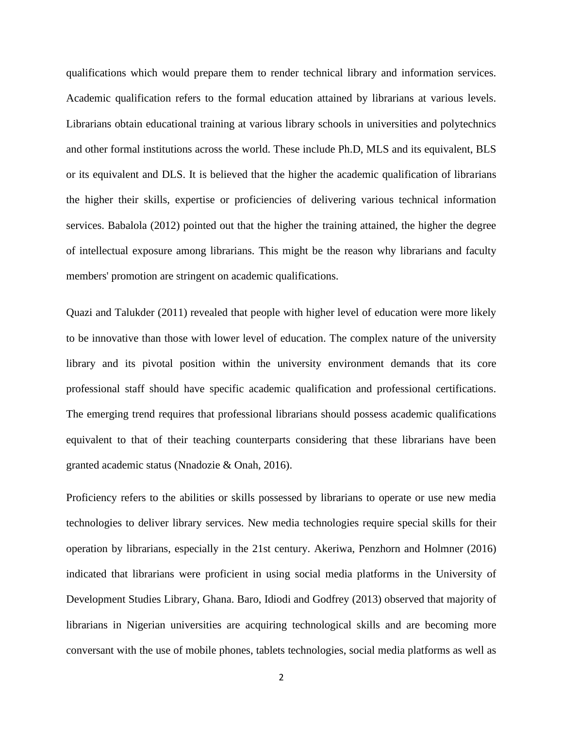qualifications which would prepare them to render technical library and information services. Academic qualification refers to the formal education attained by librarians at various levels. Librarians obtain educational training at various library schools in universities and polytechnics and other formal institutions across the world. These include Ph.D, MLS and its equivalent, BLS or its equivalent and DLS. It is believed that the higher the academic qualification of librarians the higher their skills, expertise or proficiencies of delivering various technical information services. Babalola (2012) pointed out that the higher the training attained, the higher the degree of intellectual exposure among librarians. This might be the reason why librarians and faculty members' promotion are stringent on academic qualifications.

Quazi and Talukder (2011) revealed that people with higher level of education were more likely to be innovative than those with lower level of education. The complex nature of the university library and its pivotal position within the university environment demands that its core professional staff should have specific academic qualification and professional certifications. The emerging trend requires that professional librarians should possess academic qualifications equivalent to that of their teaching counterparts considering that these librarians have been granted academic status (Nnadozie & Onah, 2016).

Proficiency refers to the abilities or skills possessed by librarians to operate or use new media technologies to deliver library services. New media technologies require special skills for their operation by librarians, especially in the 21st century. Akeriwa, Penzhorn and Holmner (2016) indicated that librarians were proficient in using social media platforms in the University of Development Studies Library, Ghana. Baro, Idiodi and Godfrey (2013) observed that majority of librarians in Nigerian universities are acquiring technological skills and are becoming more conversant with the use of mobile phones, tablets technologies, social media platforms as well as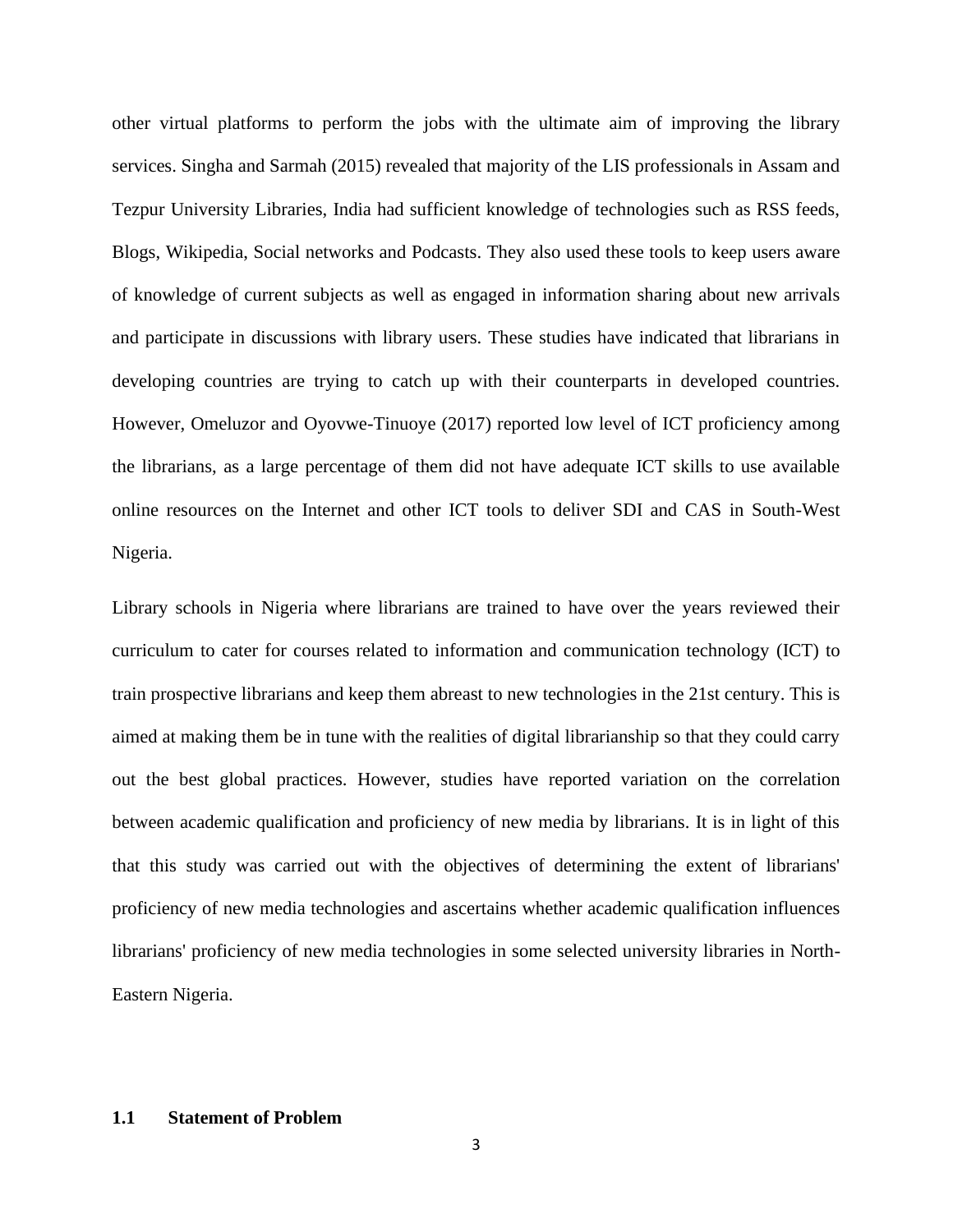other virtual platforms to perform the jobs with the ultimate aim of improving the library services. Singha and Sarmah (2015) revealed that majority of the LIS professionals in Assam and Tezpur University Libraries, India had sufficient knowledge of technologies such as RSS feeds, Blogs, Wikipedia, Social networks and Podcasts. They also used these tools to keep users aware of knowledge of current subjects as well as engaged in information sharing about new arrivals and participate in discussions with library users. These studies have indicated that librarians in developing countries are trying to catch up with their counterparts in developed countries. However, Omeluzor and Oyovwe-Tinuoye (2017) reported low level of ICT proficiency among the librarians, as a large percentage of them did not have adequate ICT skills to use available online resources on the Internet and other ICT tools to deliver SDI and CAS in South-West Nigeria.

Library schools in Nigeria where librarians are trained to have over the years reviewed their curriculum to cater for courses related to information and communication technology (ICT) to train prospective librarians and keep them abreast to new technologies in the 21st century. This is aimed at making them be in tune with the realities of digital librarianship so that they could carry out the best global practices. However, studies have reported variation on the correlation between academic qualification and proficiency of new media by librarians. It is in light of this that this study was carried out with the objectives of determining the extent of librarians' proficiency of new media technologies and ascertains whether academic qualification influences librarians' proficiency of new media technologies in some selected university libraries in North-Eastern Nigeria.

## 1.1 Statement of Problem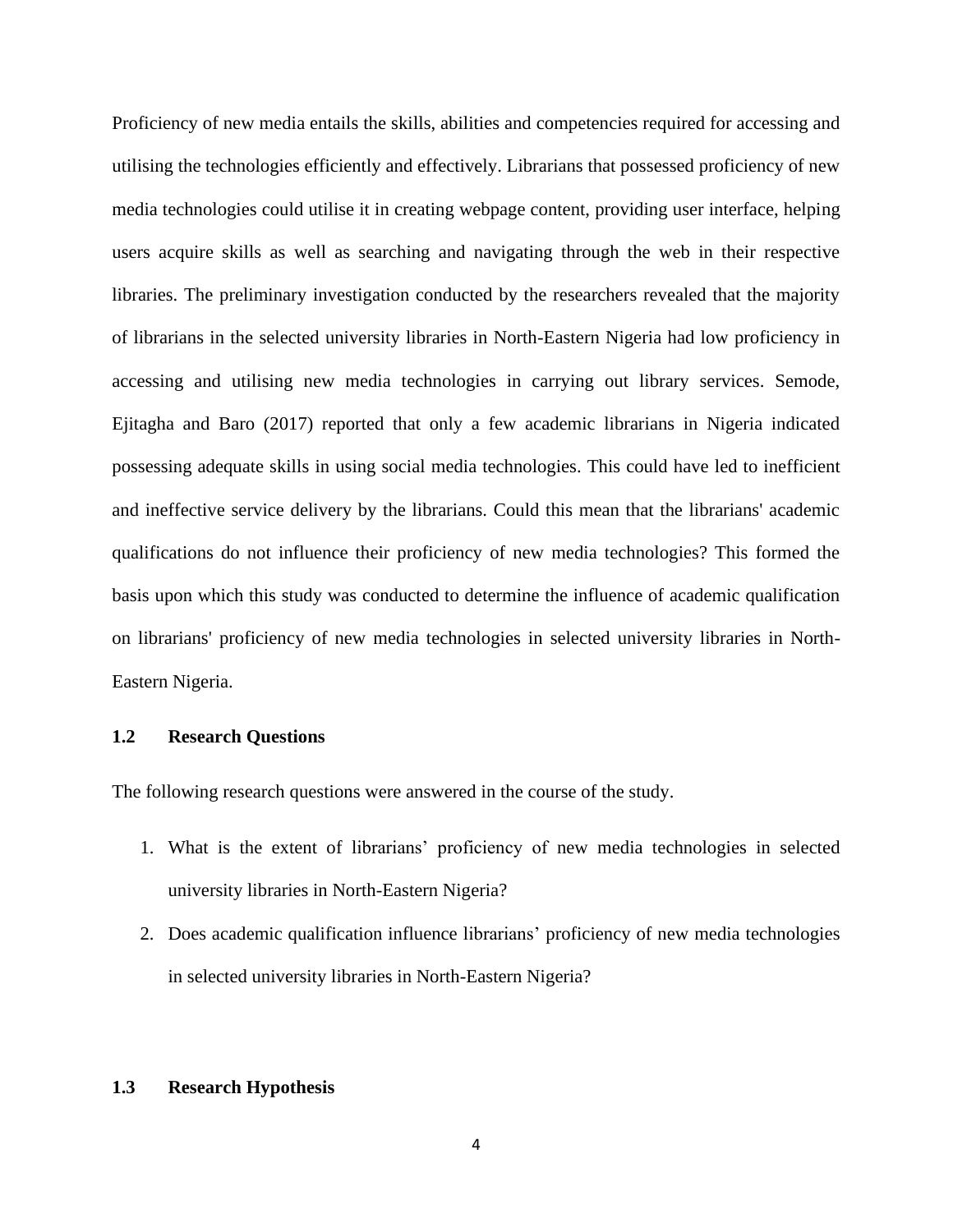Proficiency of new media entails the skills, abilities and competencies required for accessing and utilising the technologies efficiently and effectively. Librarians that possessed proficiency of new media technologies could utilise it in creating webpage content, providing user interface, helping users acquire skills as well as searching and navigating through the web in their respective libraries. The preliminary investigation conducted by the researchers revealed that the majority of librarians in the selected university libraries in North-Eastern Nigeria had low proficiency in accessing and utilising new media technologies in carrying out library services. Semode, Ejitagha and Baro (2017) reported that only a few academic librarians in Nigeria indicated possessing adequate skills in using social media technologies. This could have led to inefficient and ineffective service delivery by the librarians. Could this mean that the librarians' academic qualifications do not influence their proficiency of new media technologies? This formed the basis upon which this study was conducted to determine the influence of academic qualification on librarians' proficiency of new media technologies in selected university libraries in North-Eastern Nigeria.

## 1.2 Research Questions

The following research questions were answered in the course of the study.

1. What is the extent of librarians' proficiency of new media technologies in selected university libraries in North-Eastern Nigeria?
2. Does academic qualification influence librarians' proficiency of new media technologies in selected university libraries in North-Eastern Nigeria?

## 1.3 Research Hypothesis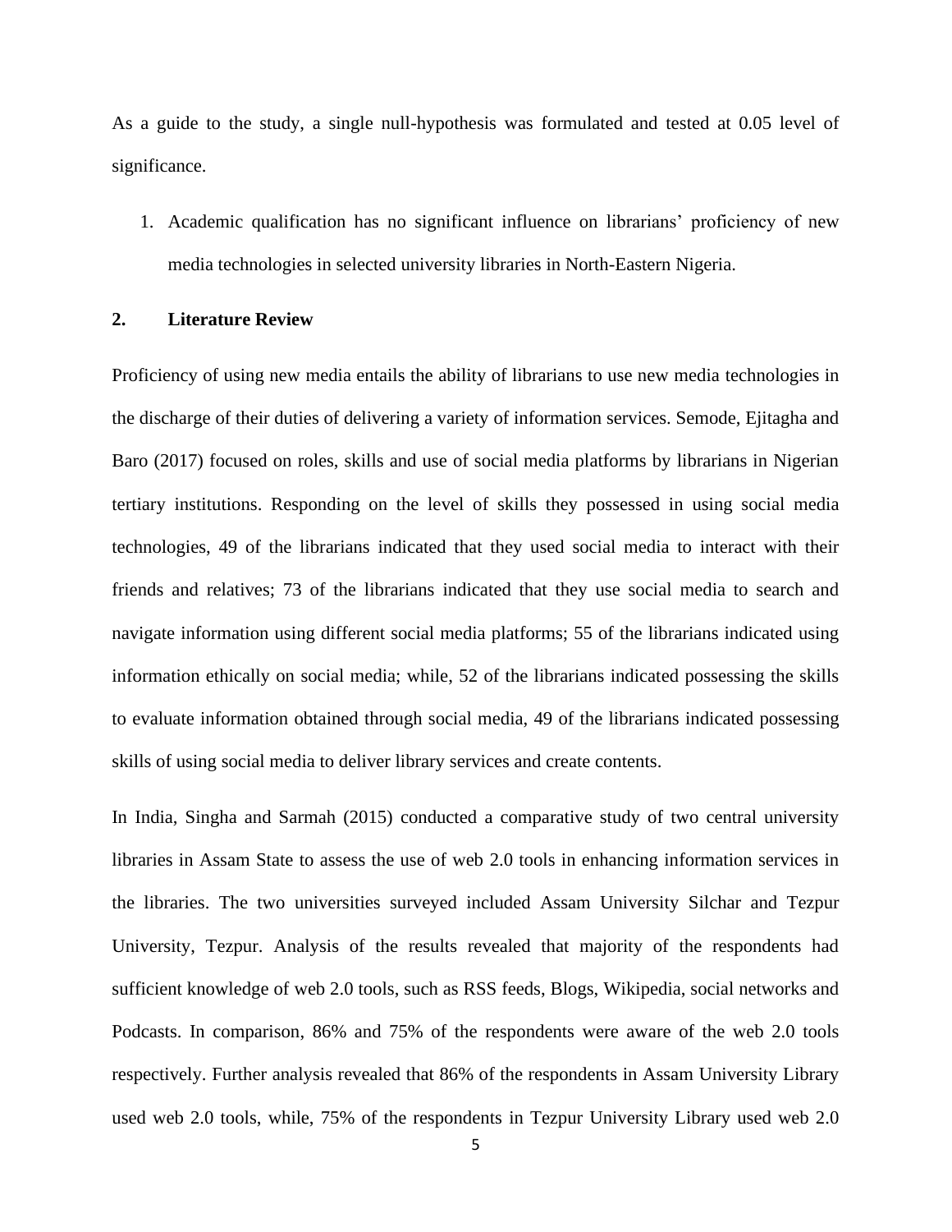As a guide to the study, a single null-hypothesis was formulated and tested at 0.05 level of significance.

1. Academic qualification has no significant influence on librarians' proficiency of new media technologies in selected university libraries in North-Eastern Nigeria.

## 2. Literature Review

Proficiency of using new media entails the ability of librarians to use new media technologies in the discharge of their duties of delivering a variety of information services. Semode, Ejitagha and Baro (2017) focused on roles, skills and use of social media platforms by librarians in Nigerian tertiary institutions. Responding on the level of skills they possessed in using social media technologies, 49 of the librarians indicated that they used social media to interact with their friends and relatives; 73 of the librarians indicated that they use social media to search and navigate information using different social media platforms; 55 of the librarians indicated using information ethically on social media; while, 52 of the librarians indicated possessing the skills to evaluate information obtained through social media, 49 of the librarians indicated possessing skills of using social media to deliver library services and create contents.

In India, Singha and Sarmah (2015) conducted a comparative study of two central university libraries in Assam State to assess the use of web 2.0 tools in enhancing information services in the libraries. The two universities surveyed included Assam University Silchar and Tezpur University, Tezpur. Analysis of the results revealed that majority of the respondents had sufficient knowledge of web 2.0 tools, such as RSS feeds, Blogs, Wikipedia, social networks and Podcasts. In comparison, 86% and 75% of the respondents were aware of the web 2.0 tools respectively. Further analysis revealed that 86% of the respondents in Assam University Library used web 2.0 tools, while, 75% of the respondents in Tezpur University Library used web 2.0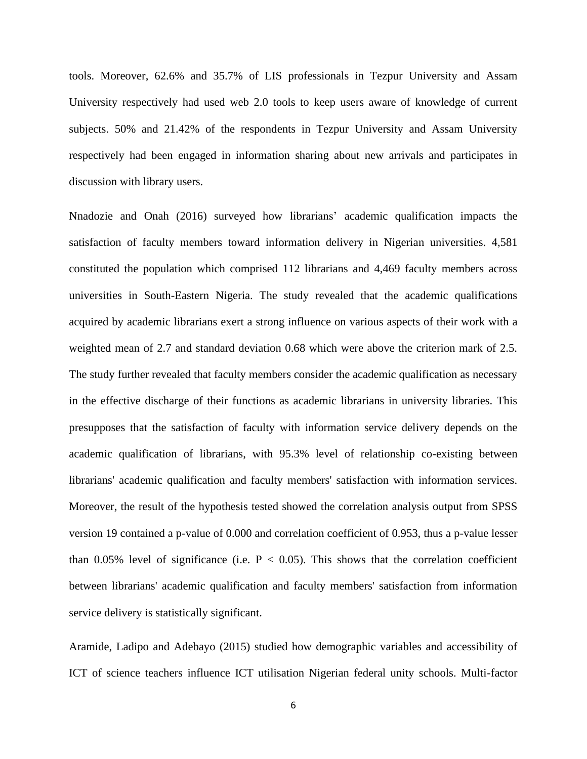tools. Moreover, 62.6% and 35.7% of LIS professionals in Tezpur University and Assam University respectively had used web 2.0 tools to keep users aware of knowledge of current subjects. 50% and 21.42% of the respondents in Tezpur University and Assam University respectively had been engaged in information sharing about new arrivals and participates in discussion with library users.

Nnadozie and Onah (2016) surveyed how librarians' academic qualification impacts the satisfaction of faculty members toward information delivery in Nigerian universities. 4,581 constituted the population which comprised 112 librarians and 4,469 faculty members across universities in South-Eastern Nigeria. The study revealed that the academic qualifications acquired by academic librarians exert a strong influence on various aspects of their work with a weighted mean of 2.7 and standard deviation 0.68 which were above the criterion mark of 2.5. The study further revealed that faculty members consider the academic qualification as necessary in the effective discharge of their functions as academic librarians in university libraries. This presupposes that the satisfaction of faculty with information service delivery depends on the academic qualification of librarians, with 95.3% level of relationship co-existing between librarians' academic qualification and faculty members' satisfaction with information services. Moreover, the result of the hypothesis tested showed the correlation analysis output from SPSS version 19 contained a p-value of 0.000 and correlation coefficient of 0.953, thus a p-value lesser than 0.05% level of significance (i.e. $P < 0.05$). This shows that the correlation coefficient between librarians' academic qualification and faculty members' satisfaction from information service delivery is statistically significant.

Aramide, Ladipo and Adebayo (2015) studied how demographic variables and accessibility of ICT of science teachers influence ICT utilisation Nigerian federal unity schools. Multi-factor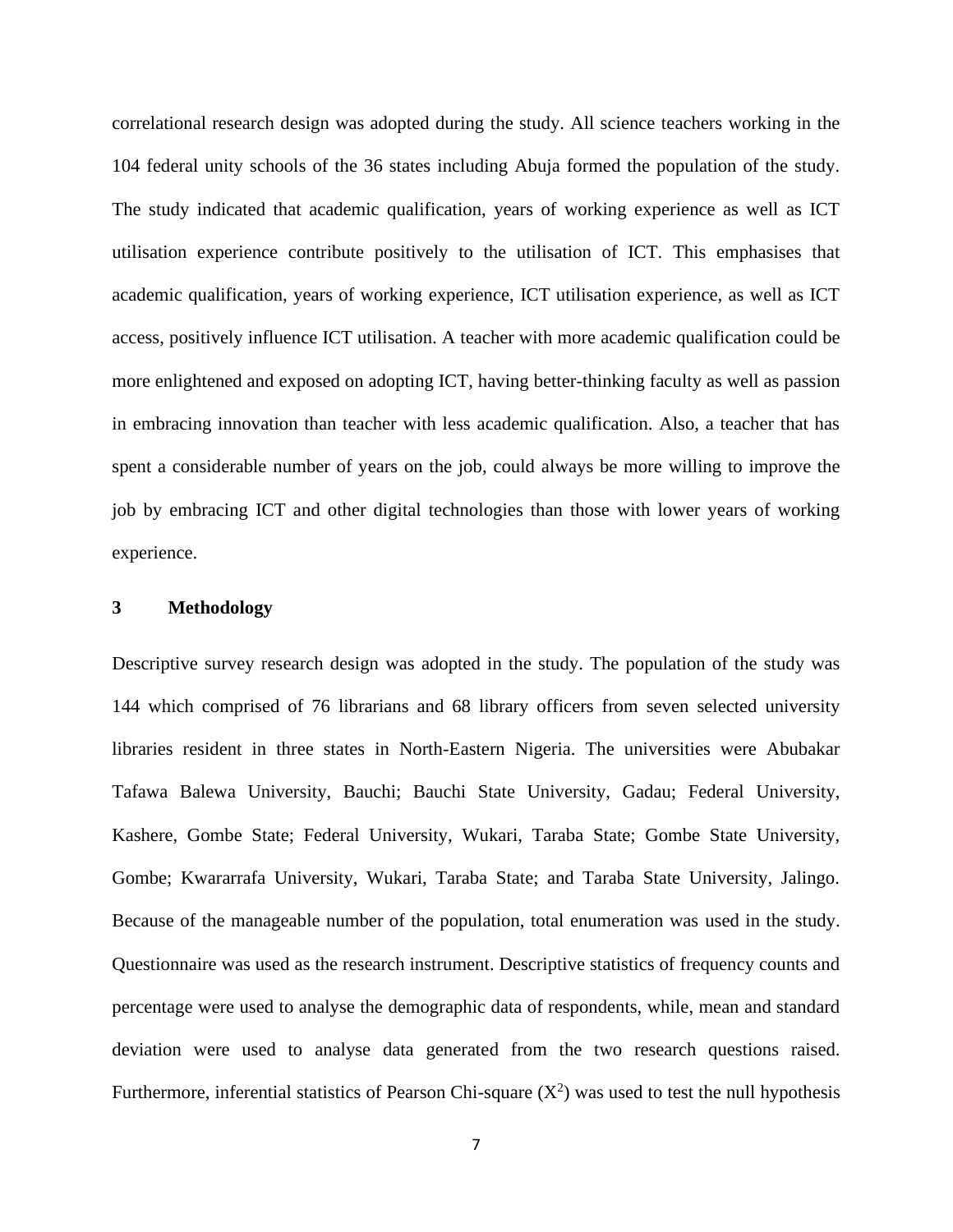correlational research design was adopted during the study. All science teachers working in the 104 federal unity schools of the 36 states including Abuja formed the population of the study. The study indicated that academic qualification, years of working experience as well as ICT utilisation experience contribute positively to the utilisation of ICT. This emphasises that academic qualification, years of working experience, ICT utilisation experience, as well as ICT access, positively influence ICT utilisation. A teacher with more academic qualification could be more enlightened and exposed on adopting ICT, having better-thinking faculty as well as passion in embracing innovation than teacher with less academic qualification. Also, a teacher that has spent a considerable number of years on the job, could always be more willing to improve the job by embracing ICT and other digital technologies than those with lower years of working experience.

## 3 Methodology

Descriptive survey research design was adopted in the study. The population of the study was 144 which comprised of 76 librarians and 68 library officers from seven selected university libraries resident in three states in North-Eastern Nigeria. The universities were Abubakar Tafawa Balewa University, Bauchi; Bauchi State University, Gadau; Federal University, Kashere, Gombe State; Federal University, Wukari, Taraba State; Gombe State University, Gombe; Kwararrafa University, Wukari, Taraba State; and Taraba State University, Jalingo. Because of the manageable number of the population, total enumeration was used in the study. Questionnaire was used as the research instrument. Descriptive statistics of frequency counts and percentage were used to analyse the demographic data of respondents, while, mean and standard deviation were used to analyse data generated from the two research questions raised. Furthermore, inferential statistics of Pearson Chi-square ($X^2$) was used to test the null hypothesis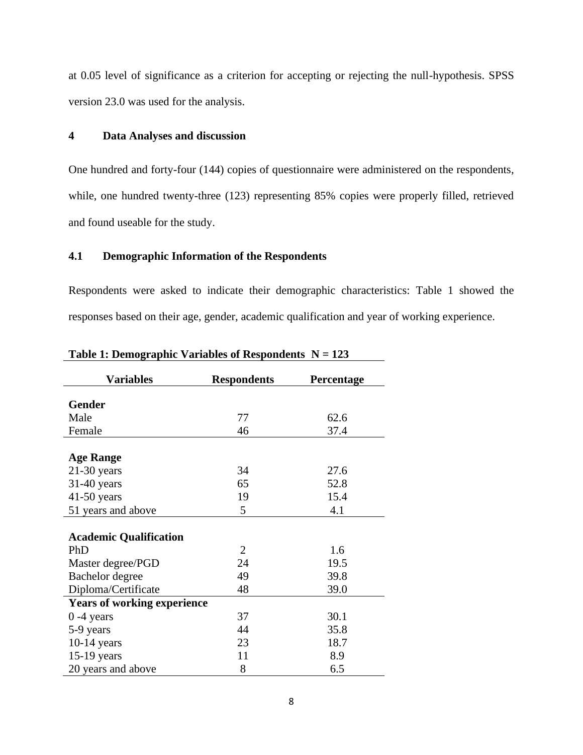at 0.05 level of significance as a criterion for accepting or rejecting the null-hypothesis. SPSS version 23.0 was used for the analysis.

## 4 Data Analyses and discussion

One hundred and forty-four (144) copies of questionnaire were administered on the respondents, while, one hundred twenty-three (123) representing 85% copies were properly filled, retrieved and found useable for the study.

### 4.1 Demographic Information of the Respondents

Respondents were asked to indicate their demographic characteristics: Table 1 showed the responses based on their age, gender, academic qualification and year of working experience.

**Table 1: Demographic Variables of Respondents N = 123**

| Variables | Respondents | Percentage |
|---|---|---|
| **Gender** | | |
| Male | 77 | 62.6 |
| Female | 46 | 37.4 |
| **Age Range** | | |
| 21-30 years | 34 | 27.6 |
| 31-40 years | 65 | 52.8 |
| 41-50 years | 19 | 15.4 |
| 51 years and above | 5 | 4.1 |
| **Academic Qualification** | | |
| PhD | 2 | 1.6 |
| Master degree/PGD | 24 | 19.5 |
| Bachelor degree | 49 | 39.8 |
| Diploma/Certificate | 48 | 39.0 |
| **Years of working experience** | | |
| 0 -4 years | 37 | 30.1 |
| 5-9 years | 44 | 35.8 |
| 10-14 years | 23 | 18.7 |
| 15-19 years | 11 | 8.9 |
| 20 years and above | 8 | 6.5 |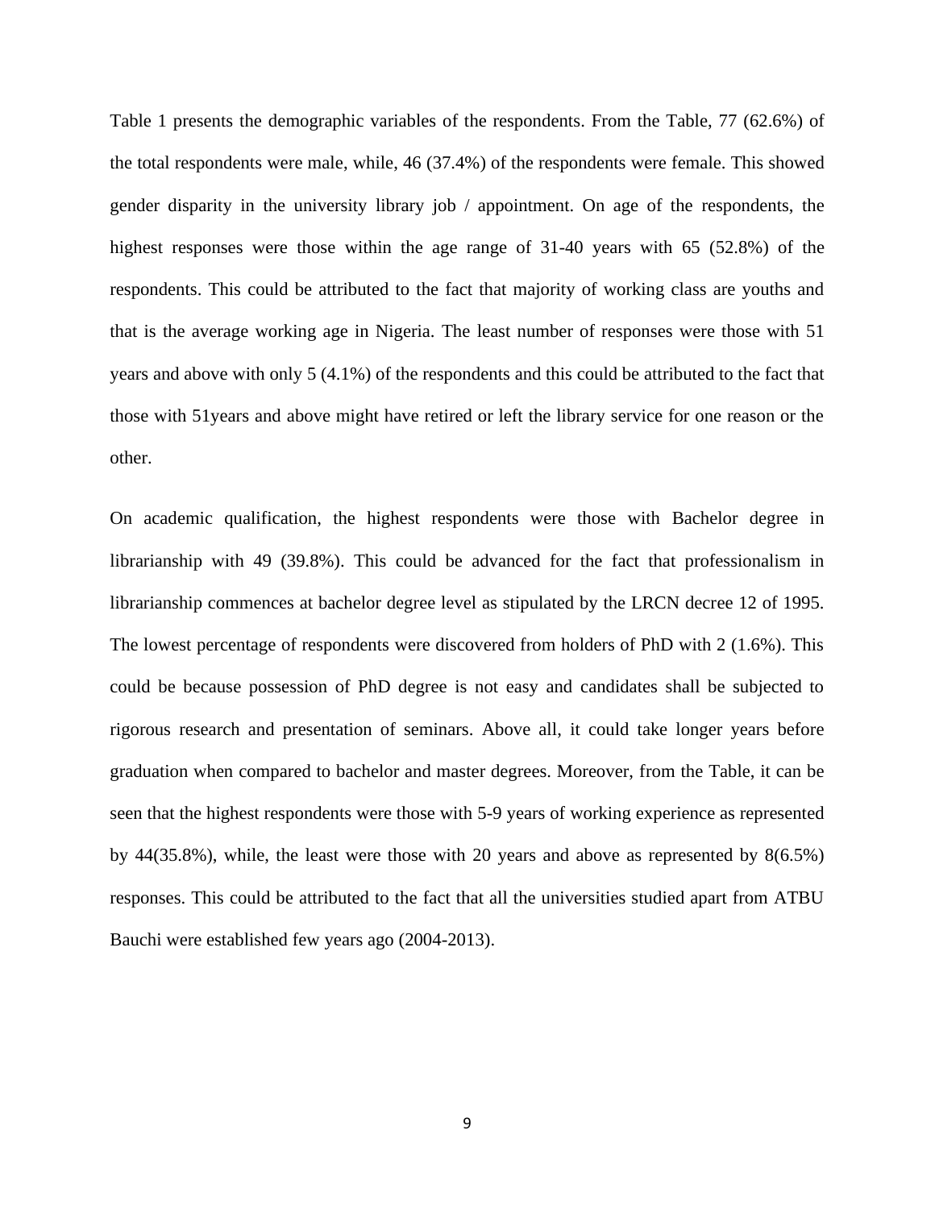Table 1 presents the demographic variables of the respondents. From the Table, 77 (62.6%) of the total respondents were male, while, 46 (37.4%) of the respondents were female. This showed gender disparity in the university library job / appointment. On age of the respondents, the highest responses were those within the age range of 31-40 years with 65 (52.8%) of the respondents. This could be attributed to the fact that majority of working class are youths and that is the average working age in Nigeria. The least number of responses were those with 51 years and above with only 5 (4.1%) of the respondents and this could be attributed to the fact that those with 51years and above might have retired or left the library service for one reason or the other.

On academic qualification, the highest respondents were those with Bachelor degree in librarianship with 49 (39.8%). This could be advanced for the fact that professionalism in librarianship commences at bachelor degree level as stipulated by the LRCN decree 12 of 1995. The lowest percentage of respondents were discovered from holders of PhD with 2 (1.6%). This could be because possession of PhD degree is not easy and candidates shall be subjected to rigorous research and presentation of seminars. Above all, it could take longer years before graduation when compared to bachelor and master degrees. Moreover, from the Table, it can be seen that the highest respondents were those with 5-9 years of working experience as represented by 44(35.8%), while, the least were those with 20 years and above as represented by 8(6.5%) responses. This could be attributed to the fact that all the universities studied apart from ATBU Bauchi were established few years ago (2004-2013).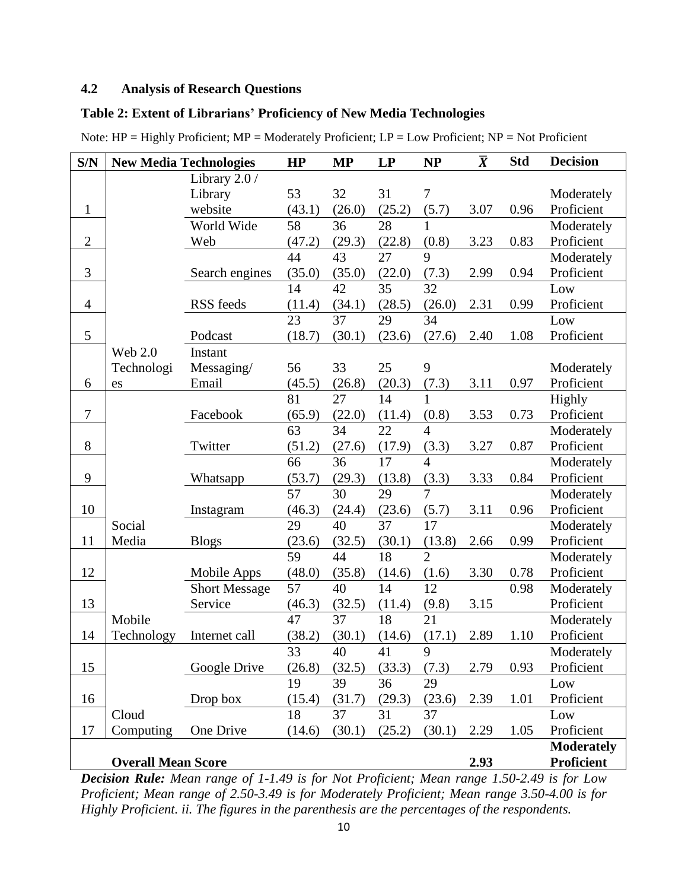## 4.2 Analysis of Research Questions

**Table 2: Extent of Librarians' Proficiency of New Media Technologies**

Note: HP = Highly Proficient; MP = Moderately Proficient; LP = Low Proficient; NP = Not Proficient

| S/N | New Media Technologies | | HP | MP | LP | NP | $\bar{X}$ | Std | Decision |
|---|---|---|---|---|---|---|---|---|---|
| 1 | Web 2.0 Technologies | Library 2.0 / Library website | 53 (43.1) | 32 (26.0) | 31 (25.2) | 7 (5.7) | 3.07 | 0.96 | Moderately Proficient |
| 2 | | World Wide Web | 58 (47.2) | 36 (29.3) | 28 (22.8) | 1 (0.8) | 3.23 | 0.83 | Moderately Proficient |
| 3 | | Search engines | 44 (35.0) | 43 (35.0) | 27 (22.0) | 9 (7.3) | 2.99 | 0.94 | Moderately Proficient |
| 4 | | RSS feeds | 14 (11.4) | 42 (34.1) | 35 (28.5) | 32 (26.0) | 2.31 | 0.99 | Low Proficient |
| 5 | | Podcast | 23 (18.7) | 37 (30.1) | 29 (23.6) | 34 (27.6) | 2.40 | 1.08 | Low Proficient |
| 6 | | Instant Messaging/ Email | 56 (45.5) | 33 (26.8) | 25 (20.3) | 9 (7.3) | 3.11 | 0.97 | Moderately Proficient |
| 7 | Social Media | Facebook | 81 (65.9) | 27 (22.0) | 14 (11.4) | 1 (0.8) | 3.53 | 0.73 | Highly Proficient |
| 8 | | Twitter | 63 (51.2) | 34 (27.6) | 22 (17.9) | 4 (3.3) | 3.27 | 0.87 | Moderately Proficient |
| 9 | | Whatsapp | 66 (53.7) | 36 (29.3) | 17 (13.8) | 4 (3.3) | 3.33 | 0.84 | Moderately Proficient |
| 10 | | Instagram | 57 (46.3) | 30 (24.4) | 29 (23.6) | 7 (5.7) | 3.11 | 0.96 | Moderately Proficient |
| 11 | | Blogs | 29 (23.6) | 40 (32.5) | 37 (30.1) | 17 (13.8) | 2.66 | 0.99 | Moderately Proficient |
| 12 | Mobile Technology | Mobile Apps | 59 (48.0) | 44 (35.8) | 18 (14.6) | 2 (1.6) | 3.30 | 0.78 | Moderately Proficient |
| 13 | | Short Message Service | 57 (46.3) | 40 (32.5) | 14 (11.4) | 12 (9.8) | 3.15 | 0.98 | Moderately Proficient |
| 14 | | Internet call | 47 (38.2) | 37 (30.1) | 18 (14.6) | 21 (17.1) | 2.89 | 1.10 | Moderately Proficient |
| 15 | Cloud Computing | Google Drive | 33 (26.8) | 40 (32.5) | 41 (33.3) | 9 (7.3) | 2.79 | 0.93 | Moderately Proficient |
| 16 | | Drop box | 19 (15.4) | 39 (31.7) | 36 (29.3) | 29 (23.6) | 2.39 | 1.01 | Low Proficient |
| 17 | | One Drive | 18 (14.6) | 37 (30.1) | 31 (25.2) | 37 (30.1) | 2.29 | 1.05 | Low Proficient |
| | **Overall Mean Score** | | | | | | **2.93** | | **Moderately Proficient** |

***Decision Rule:*** *Mean range of 1-1.49 is for Not Proficient; Mean range 1.50-2.49 is for Low Proficient; Mean range of 2.50-3.49 is for Moderately Proficient; Mean range 3.50-4.00 is for Highly Proficient. ii. The figures in the parenthesis are the percentages of the respondents.*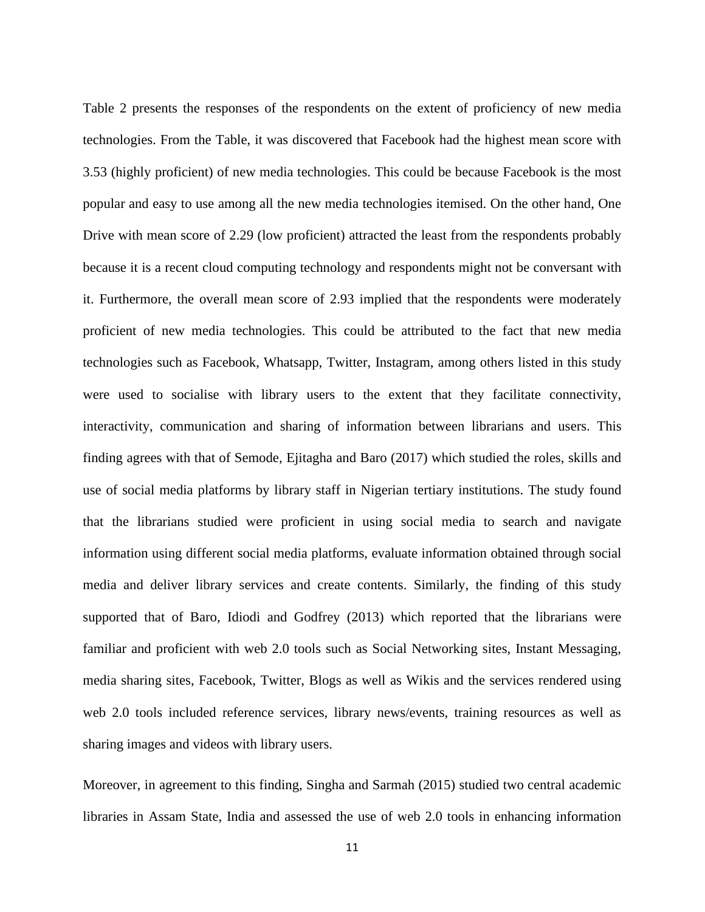Table 2 presents the responses of the respondents on the extent of proficiency of new media technologies. From the Table, it was discovered that Facebook had the highest mean score with 3.53 (highly proficient) of new media technologies. This could be because Facebook is the most popular and easy to use among all the new media technologies itemised. On the other hand, One Drive with mean score of 2.29 (low proficient) attracted the least from the respondents probably because it is a recent cloud computing technology and respondents might not be conversant with it. Furthermore, the overall mean score of 2.93 implied that the respondents were moderately proficient of new media technologies. This could be attributed to the fact that new media technologies such as Facebook, Whatsapp, Twitter, Instagram, among others listed in this study were used to socialise with library users to the extent that they facilitate connectivity, interactivity, communication and sharing of information between librarians and users. This finding agrees with that of Semode, Ejitagha and Baro (2017) which studied the roles, skills and use of social media platforms by library staff in Nigerian tertiary institutions. The study found that the librarians studied were proficient in using social media to search and navigate information using different social media platforms, evaluate information obtained through social media and deliver library services and create contents. Similarly, the finding of this study supported that of Baro, Idiodi and Godfrey (2013) which reported that the librarians were familiar and proficient with web 2.0 tools such as Social Networking sites, Instant Messaging, media sharing sites, Facebook, Twitter, Blogs as well as Wikis and the services rendered using web 2.0 tools included reference services, library news/events, training resources as well as sharing images and videos with library users.

Moreover, in agreement to this finding, Singha and Sarmah (2015) studied two central academic libraries in Assam State, India and assessed the use of web 2.0 tools in enhancing information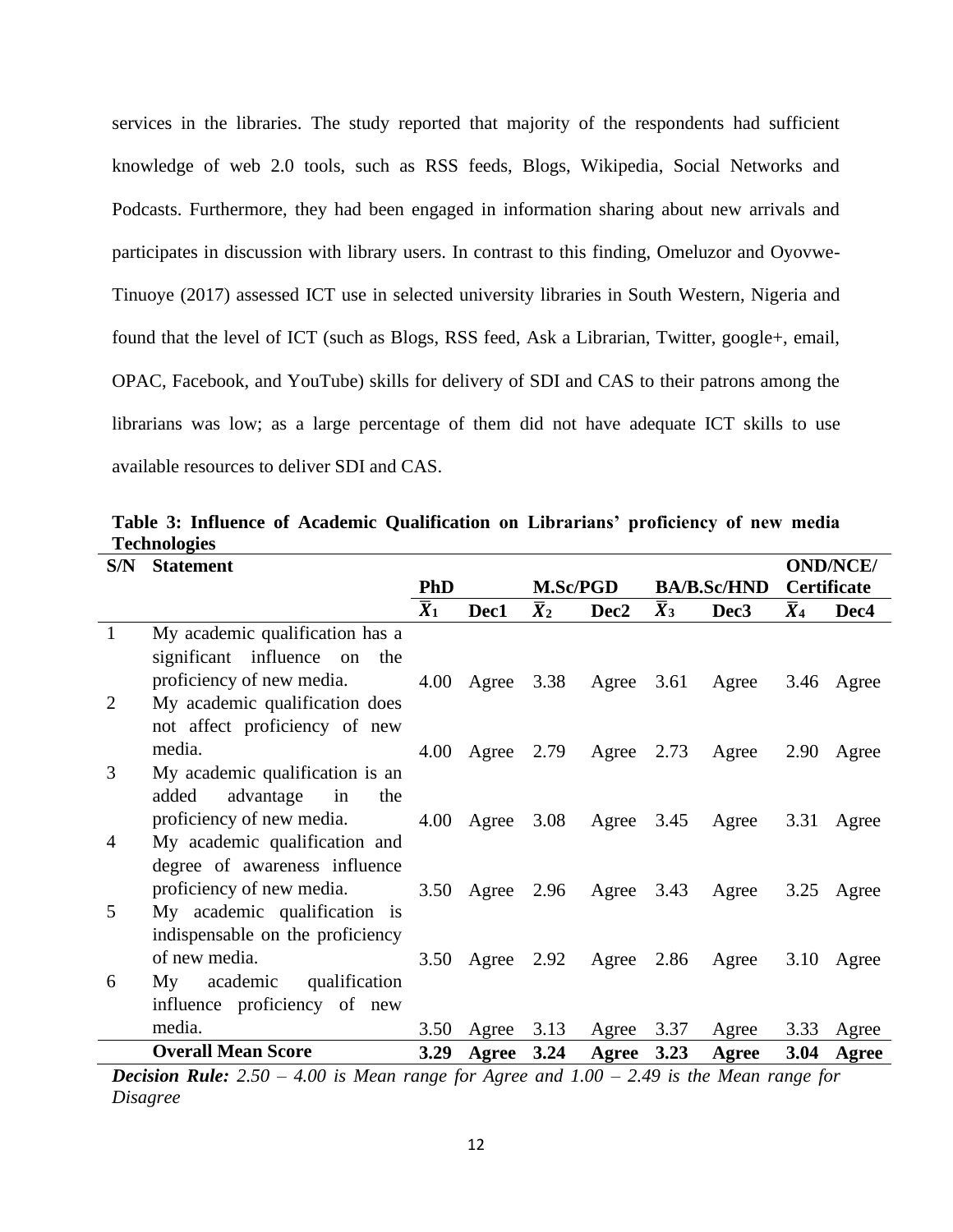services in the libraries. The study reported that majority of the respondents had sufficient knowledge of web 2.0 tools, such as RSS feeds, Blogs, Wikipedia, Social Networks and Podcasts. Furthermore, they had been engaged in information sharing about new arrivals and participates in discussion with library users. In contrast to this finding, Omeluzor and Oyovwe-Tinuoye (2017) assessed ICT use in selected university libraries in South Western, Nigeria and found that the level of ICT (such as Blogs, RSS feed, Ask a Librarian, Twitter, google+, email, OPAC, Facebook, and YouTube) skills for delivery of SDI and CAS to their patrons among the librarians was low; as a large percentage of them did not have adequate ICT skills to use available resources to deliver SDI and CAS.

**Table 3: Influence of Academic Qualification on Librarians' proficiency of new media Technologies**

| S/N | Statement | PhD | | M.Sc/PGD | | BA/B.Sc/HND | | OND/NCE/ Certificate | |
|---|---|---|---|---|---|---|---|---|---|
| | | $\bar{X}_1$ | Dec1 | $\bar{X}_2$ | Dec2 | $\bar{X}_3$ | Dec3 | $\bar{X}_4$ | Dec4 |
| 1 | My academic qualification has a significant influence on the proficiency of new media. | 4.00 | Agree | 3.38 | Agree | 3.61 | Agree | 3.46 | Agree |
| 2 | My academic qualification does not affect proficiency of new media. | 4.00 | Agree | 2.79 | Agree | 2.73 | Agree | 2.90 | Agree |
| 3 | My academic qualification is an added advantage in the proficiency of new media. | 4.00 | Agree | 3.08 | Agree | 3.45 | Agree | 3.31 | Agree |
| 4 | My academic qualification and degree of awareness influence proficiency of new media. | 3.50 | Agree | 2.96 | Agree | 3.43 | Agree | 3.25 | Agree |
| 5 | My academic qualification is indispensable on the proficiency of new media. | 3.50 | Agree | 2.92 | Agree | 2.86 | Agree | 3.10 | Agree |
| 6 | My academic qualification influence proficiency of new media. | 3.50 | Agree | 3.13 | Agree | 3.37 | Agree | 3.33 | Agree |
| | **Overall Mean Score** | **3.29** | **Agree** | **3.24** | **Agree** | **3.23** | **Agree** | **3.04** | **Agree** |

***Decision Rule:*** *2.50 – 4.00 is Mean range for Agree and 1.00 – 2.49 is the Mean range for Disagree*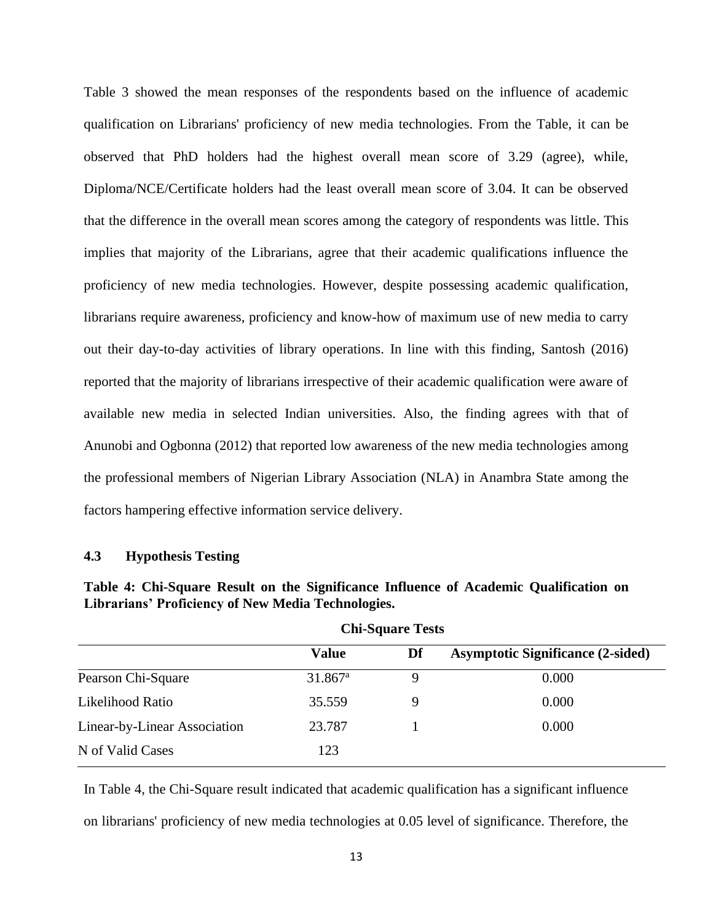Table 3 showed the mean responses of the respondents based on the influence of academic qualification on Librarians' proficiency of new media technologies. From the Table, it can be observed that PhD holders had the highest overall mean score of 3.29 (agree), while, Diploma/NCE/Certificate holders had the least overall mean score of 3.04. It can be observed that the difference in the overall mean scores among the category of respondents was little. This implies that majority of the Librarians, agree that their academic qualifications influence the proficiency of new media technologies. However, despite possessing academic qualification, librarians require awareness, proficiency and know-how of maximum use of new media to carry out their day-to-day activities of library operations. In line with this finding, Santosh (2016) reported that the majority of librarians irrespective of their academic qualification were aware of available new media in selected Indian universities. Also, the finding agrees with that of Anunobi and Ogbonna (2012) that reported low awareness of the new media technologies among the professional members of Nigerian Library Association (NLA) in Anambra State among the factors hampering effective information service delivery.

## 4.3 Hypothesis Testing

**Table 4: Chi-Square Result on the Significance Influence of Academic Qualification on Librarians' Proficiency of New Media Technologies.**

**Chi-Square Tests**

| | Value | Df | Asymptotic Significance (2-sided) |
|---|---|---|---|
| Pearson Chi-Square | 31.867[a] | 9 | 0.000 |
| Likelihood Ratio | 35.559 | 9 | 0.000 |
| Linear-by-Linear Association | 23.787 | 1 | 0.000 |
| N of Valid Cases | 123 | | |

In Table 4, the Chi-Square result indicated that academic qualification has a significant influence on librarians' proficiency of new media technologies at 0.05 level of significance. Therefore, the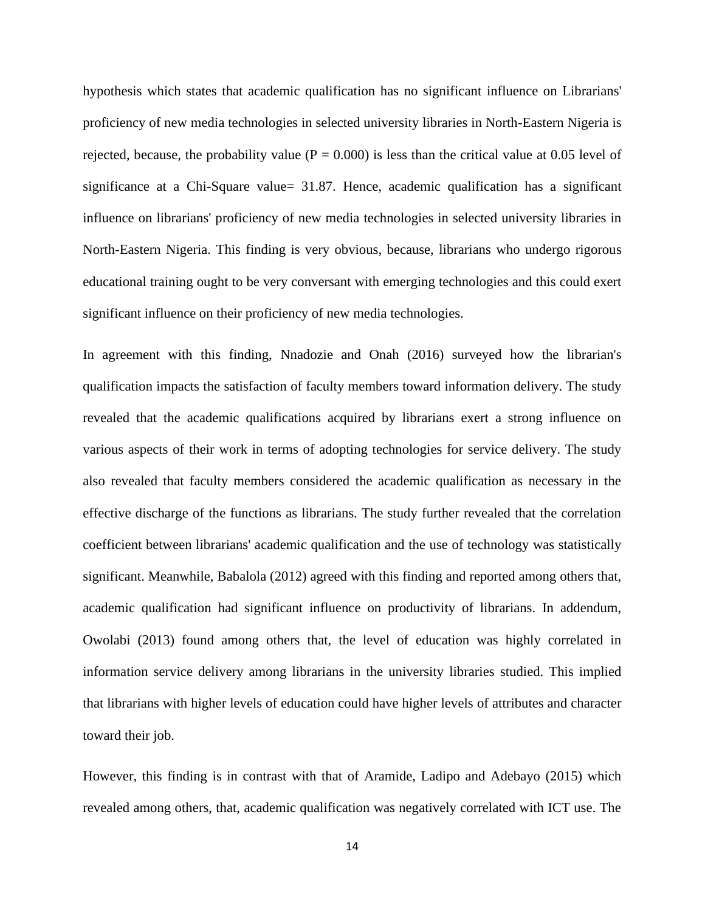hypothesis which states that academic qualification has no significant influence on Librarians' proficiency of new media technologies in selected university libraries in North-Eastern Nigeria is rejected, because, the probability value ($P = 0.000$) is less than the critical value at 0.05 level of significance at a Chi-Square value= 31.87. Hence, academic qualification has a significant influence on librarians' proficiency of new media technologies in selected university libraries in North-Eastern Nigeria. This finding is very obvious, because, librarians who undergo rigorous educational training ought to be very conversant with emerging technologies and this could exert significant influence on their proficiency of new media technologies.

In agreement with this finding, Nnadozie and Onah (2016) surveyed how the librarian's qualification impacts the satisfaction of faculty members toward information delivery. The study revealed that the academic qualifications acquired by librarians exert a strong influence on various aspects of their work in terms of adopting technologies for service delivery. The study also revealed that faculty members considered the academic qualification as necessary in the effective discharge of the functions as librarians. The study further revealed that the correlation coefficient between librarians' academic qualification and the use of technology was statistically significant. Meanwhile, Babalola (2012) agreed with this finding and reported among others that, academic qualification had significant influence on productivity of librarians. In addendum, Owolabi (2013) found among others that, the level of education was highly correlated in information service delivery among librarians in the university libraries studied. This implied that librarians with higher levels of education could have higher levels of attributes and character toward their job.

However, this finding is in contrast with that of Aramide, Ladipo and Adebayo (2015) which revealed among others, that, academic qualification was negatively correlated with ICT use. The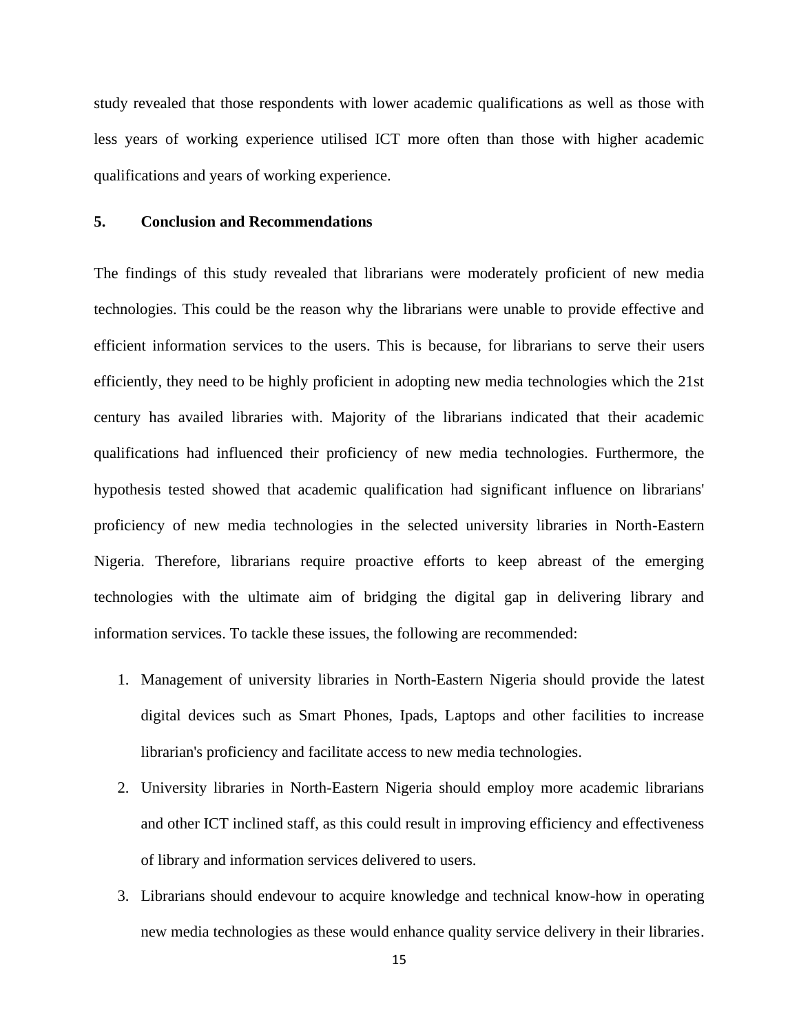study revealed that those respondents with lower academic qualifications as well as those with less years of working experience utilised ICT more often than those with higher academic qualifications and years of working experience.

## 5. Conclusion and Recommendations

The findings of this study revealed that librarians were moderately proficient of new media technologies. This could be the reason why the librarians were unable to provide effective and efficient information services to the users. This is because, for librarians to serve their users efficiently, they need to be highly proficient in adopting new media technologies which the 21st century has availed libraries with. Majority of the librarians indicated that their academic qualifications had influenced their proficiency of new media technologies. Furthermore, the hypothesis tested showed that academic qualification had significant influence on librarians' proficiency of new media technologies in the selected university libraries in North-Eastern Nigeria. Therefore, librarians require proactive efforts to keep abreast of the emerging technologies with the ultimate aim of bridging the digital gap in delivering library and information services. To tackle these issues, the following are recommended:

1. Management of university libraries in North-Eastern Nigeria should provide the latest digital devices such as Smart Phones, Ipads, Laptops and other facilities to increase librarian's proficiency and facilitate access to new media technologies.
2. University libraries in North-Eastern Nigeria should employ more academic librarians and other ICT inclined staff, as this could result in improving efficiency and effectiveness of library and information services delivered to users.
3. Librarians should endevour to acquire knowledge and technical know-how in operating new media technologies as these would enhance quality service delivery in their libraries.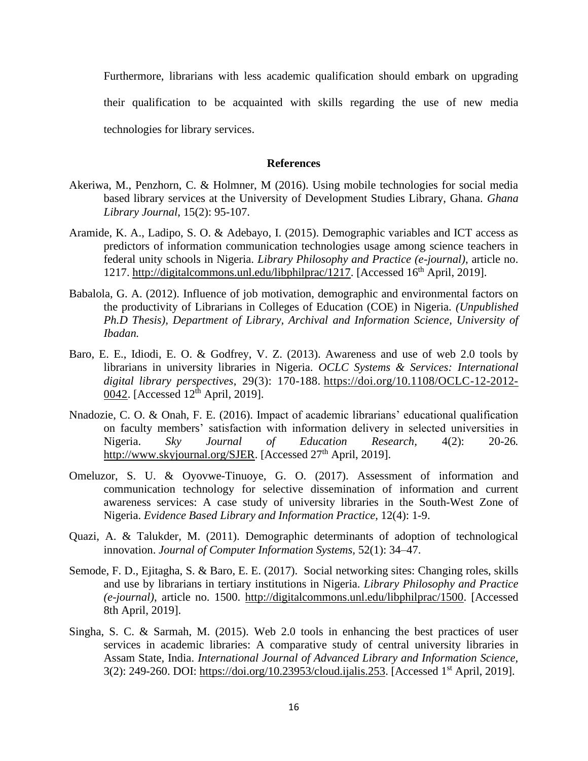Furthermore, librarians with less academic qualification should embark on upgrading their qualification to be acquainted with skills regarding the use of new media technologies for library services.

## References

Akeriwa, M., Penzhorn, C. & Holmner, M (2016). Using mobile technologies for social media based library services at the University of Development Studies Library, Ghana. *Ghana Library Journal*, 15(2): 95-107.

Aramide, K. A., Ladipo, S. O. & Adebayo, I. (2015). Demographic variables and ICT access as predictors of information communication technologies usage among science teachers in federal unity schools in Nigeria. *Library Philosophy and Practice (e-journal)*, article no. 1217. http://digitalcommons.unl.edu/libphilprac/1217. [Accessed 16th April, 2019].

Babalola, G. A. (2012). Influence of job motivation, demographic and environmental factors on the productivity of Librarians in Colleges of Education (COE) in Nigeria. *(Unpublished Ph.D Thesis), Department of Library, Archival and Information Science, University of Ibadan.*

Baro, E. E., Idiodi, E. O. & Godfrey, V. Z. (2013). Awareness and use of web 2.0 tools by librarians in university libraries in Nigeria. *OCLC Systems & Services: International digital library perspectives*, 29(3): 170-188. https://doi.org/10.1108/OCLC-12-2012-0042. [Accessed 12th April, 2019].

Nnadozie, C. O. & Onah, F. E. (2016). Impact of academic librarians' educational qualification on faculty members' satisfaction with information delivery in selected universities in Nigeria. *Sky Journal of Education Research,* 4(2): 20-26. http://www.skyjournal.org/SJER. [Accessed 27th April, 2019].

Omeluzor, S. U. & Oyovwe-Tinuoye, G. O. (2017). Assessment of information and communication technology for selective dissemination of information and current awareness services: A case study of university libraries in the South-West Zone of Nigeria. *Evidence Based Library and Information Practice*, 12(4): 1-9.

Quazi, A. & Talukder, M. (2011). Demographic determinants of adoption of technological innovation. *Journal of Computer Information Systems*, 52(1): 34–47.

Semode, F. D., Ejitagha, S. & Baro, E. E. (2017). Social networking sites: Changing roles, skills and use by librarians in tertiary institutions in Nigeria. *Library Philosophy and Practice (e-journal)*, article no. 1500. http://digitalcommons.unl.edu/libphilprac/1500. [Accessed 8th April, 2019].

Singha, S. C. & Sarmah, M. (2015). Web 2.0 tools in enhancing the best practices of user services in academic libraries: A comparative study of central university libraries in Assam State, India. *International Journal of Advanced Library and Information Science*, 3(2): 249-260. DOI: https://doi.org/10.23953/cloud.ijalis.253. [Accessed 1st April, 2019].